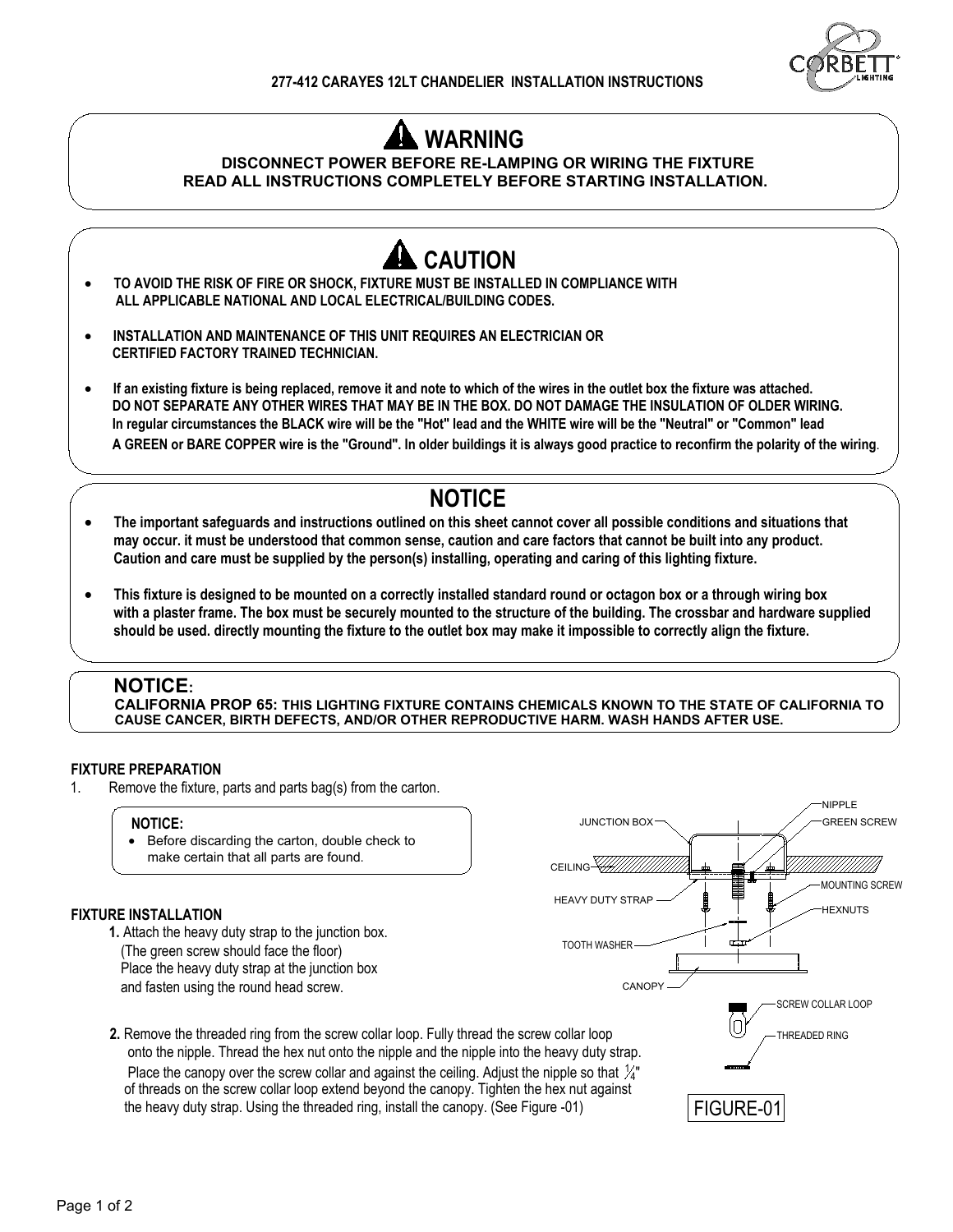# 277-412 CARAYES 12LT CHANDELIER INSTALLATION INSTRUCTIONS

## ⚠ WARNING

**DISCONNECT POWER BEFORE RE-LAMPING OR WIRING THE FIXTURE**
**READ ALL INSTRUCTIONS COMPLETELY BEFORE STARTING INSTALLATION.**

## ⚠ CAUTION

- **TO AVOID THE RISK OF FIRE OR SHOCK, FIXTURE MUST BE INSTALLED IN COMPLIANCE WITH ALL APPLICABLE NATIONAL AND LOCAL ELECTRICAL/BUILDING CODES.**
- **INSTALLATION AND MAINTENANCE OF THIS UNIT REQUIRES AN ELECTRICIAN OR CERTIFIED FACTORY TRAINED TECHNICIAN.**
- **If an existing fixture is being replaced, remove it and note to which of the wires in the outlet box the fixture was attached. DO NOT SEPARATE ANY OTHER WIRES THAT MAY BE IN THE BOX. DO NOT DAMAGE THE INSULATION OF OLDER WIRING. In regular circumstances the BLACK wire will be the "Hot" lead and the WHITE wire will be the "Neutral" or "Common" lead A GREEN or BARE COPPER wire is the "Ground". In older buildings it is always good practice to reconfirm the polarity of the wiring.**

## NOTICE

- **The important safeguards and instructions outlined on this sheet cannot cover all possible conditions and situations that may occur. it must be understood that common sense, caution and care factors that cannot be built into any product. Caution and care must be supplied by the person(s) installing, operating and caring of this lighting fixture.**
- **This fixture is designed to be mounted on a correctly installed standard round or octagon box or a through wiring box with a plaster frame. The box must be securely mounted to the structure of the building. The crossbar and hardware supplied should be used. directly mounting the fixture to the outlet box may make it impossible to correctly align the fixture.**

**NOTICE:**
**CALIFORNIA PROP 65: THIS LIGHTING FIXTURE CONTAINS CHEMICALS KNOWN TO THE STATE OF CALIFORNIA TO CAUSE CANCER, BIRTH DEFECTS, AND/OR OTHER REPRODUCTIVE HARM. WASH HANDS AFTER USE.**

### FIXTURE PREPARATION

1. Remove the fixture, parts and parts bag(s) from the carton.

> **NOTICE:**
> - Before discarding the carton, double check to make certain that all parts are found.

### FIXTURE INSTALLATION

**1.** Attach the heavy duty strap to the junction box. (The green screw should face the floor) Place the heavy duty strap at the junction box and fasten using the round head screw.

**2.** Remove the threaded ring from the screw collar loop. Fully thread the screw collar loop onto the nipple. Thread the hex nut onto the nipple and the nipple into the heavy duty strap. Place the canopy over the screw collar and against the ceiling. Adjust the nipple so that 1/4" of threads on the screw collar loop extend beyond the canopy. Tighten the hex nut against the heavy duty strap. Using the threaded ring, install the canopy. (See Figure -01)

JUNCTION BOX, CEILING, HEAVY DUTY STRAP, TOOTH WASHER, CANOPY, NIPPLE, GREEN SCREW, MOUNTING SCREW, HEXNUTS, SCREW COLLAR LOOP, THREADED RING

FIGURE-01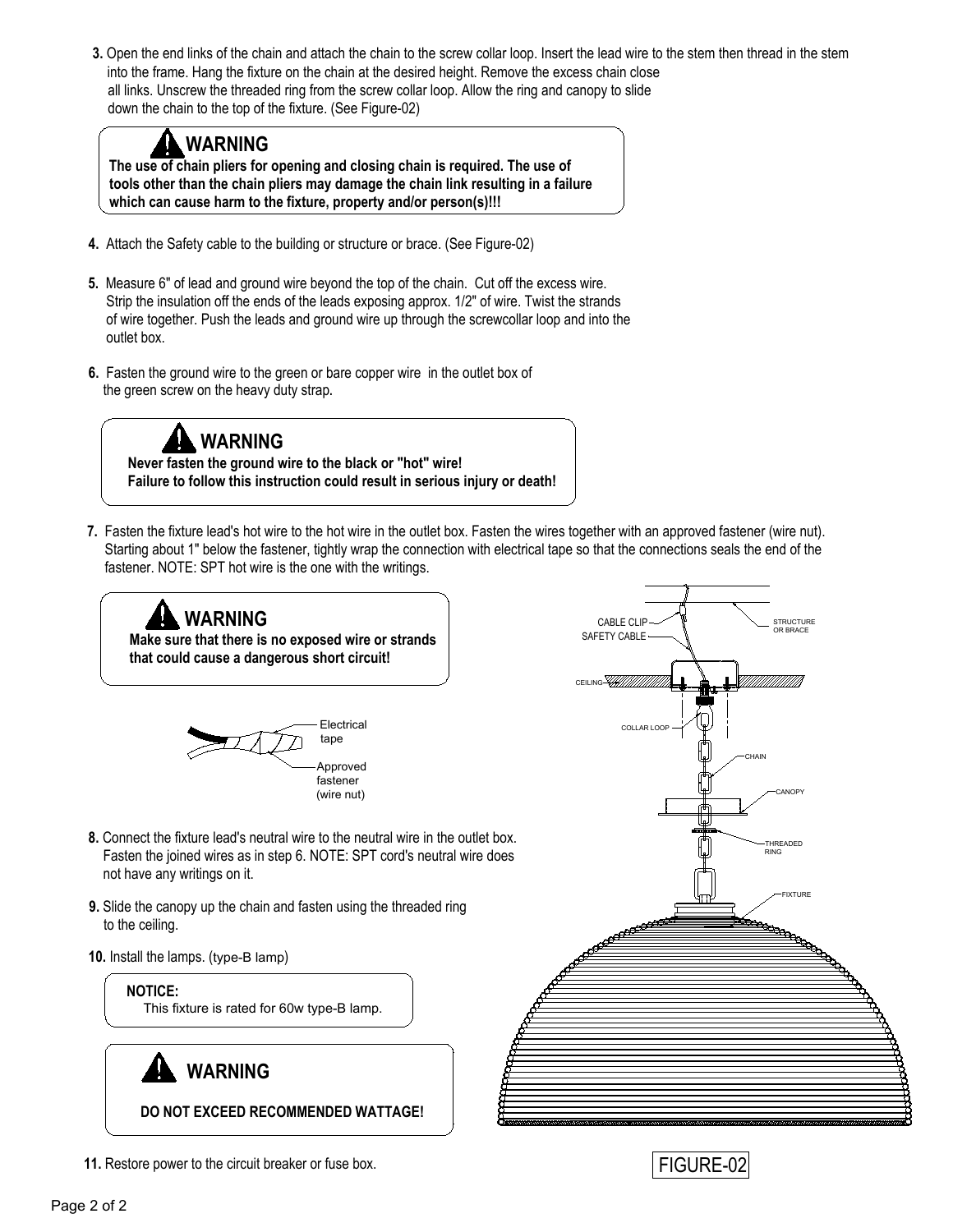3. Open the end links of the chain and attach the chain to the screw collar loop. Insert the lead wire to the stem then thread in the stem into the frame. Hang the fixture on the chain at the desired height. Remove the excess chain close all links. Unscrew the threaded ring from the screw collar loop. Allow the ring and canopy to slide down the chain to the top of the fixture. (See Figure-02)

> **WARNING**
> **The use of chain pliers for opening and closing chain is required. The use of tools other than the chain pliers may damage the chain link resulting in a failure which can cause harm to the fixture, property and/or person(s)!!!**

4. Attach the Safety cable to the building or structure or brace. (See Figure-02)

5. Measure 6" of lead and ground wire beyond the top of the chain. Cut off the excess wire. Strip the insulation off the ends of the leads exposing approx. 1/2" of wire. Twist the strands of wire together. Push the leads and ground wire up through the screwcollar loop and into the outlet box.

6. Fasten the ground wire to the green or bare copper wire in the outlet box of the green screw on the heavy duty strap.

> **WARNING**
> **Never fasten the ground wire to the black or "hot" wire!**
> **Failure to follow this instruction could result in serious injury or death!**

7. Fasten the fixture lead's hot wire to the hot wire in the outlet box. Fasten the wires together with an approved fastener (wire nut). Starting about 1" below the fastener, tightly wrap the connection with electrical tape so that the connections seals the end of the fastener. NOTE: SPT hot wire is the one with the writings.

> **WARNING**
> **Make sure that there is no exposed wire or strands that could cause a dangerous short circuit!**

Electrical tape

Approved fastener (wire nut)

8. Connect the fixture lead's neutral wire to the neutral wire in the outlet box. Fasten the joined wires as in step 6. NOTE: SPT cord's neutral wire does not have any writings on it.

9. Slide the canopy up the chain and fasten using the threaded ring to the ceiling.

10. Install the lamps. (type-B lamp)

> **NOTICE:**
> This fixture is rated for 60w type-B lamp.

> **WARNING**
> **DO NOT EXCEED RECOMMENDED WATTAGE!**

11. Restore power to the circuit breaker or fuse box.

CABLE CLIP

SAFETY CABLE

STRUCTURE OR BRACE

CEILING

COLLAR LOOP

CHAIN

CANOPY

THREADED RING

FIXTURE

FIGURE-02